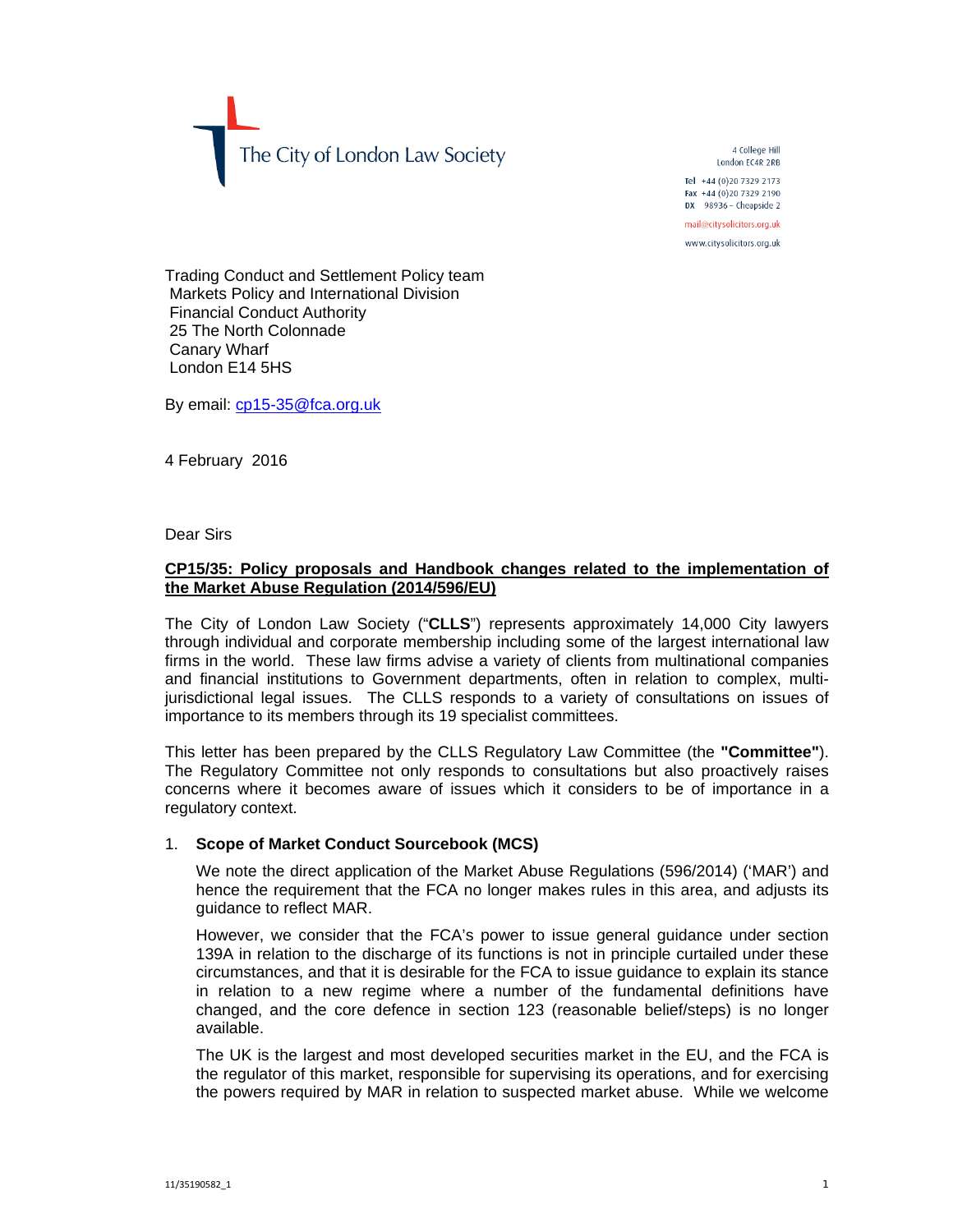The City of London Law Society

4 College Hill
London EC4R 2RB

Tel +44 (0)20 7329 2173
Fax +44 (0)20 7329 2190
DX 98936 – Cheapside 2

mail@citysolicitors.org.uk

www.citysolicitors.org.uk

Trading Conduct and Settlement Policy team
Markets Policy and International Division
Financial Conduct Authority
25 The North Colonnade
Canary Wharf
London E14 5HS

By email: cp15-35@fca.org.uk

4 February 2016

Dear Sirs

**CP15/35: Policy proposals and Handbook changes related to the implementation of the Market Abuse Regulation (2014/596/EU)**

The City of London Law Society ("**CLLS**") represents approximately 14,000 City lawyers through individual and corporate membership including some of the largest international law firms in the world. These law firms advise a variety of clients from multinational companies and financial institutions to Government departments, often in relation to complex, multi-jurisdictional legal issues. The CLLS responds to a variety of consultations on issues of importance to its members through its 19 specialist committees.

This letter has been prepared by the CLLS Regulatory Law Committee (the **"Committee"**). The Regulatory Committee not only responds to consultations but also proactively raises concerns where it becomes aware of issues which it considers to be of importance in a regulatory context.

1. **Scope of Market Conduct Sourcebook (MCS)**

   We note the direct application of the Market Abuse Regulations (596/2014) ('MAR') and hence the requirement that the FCA no longer makes rules in this area, and adjusts its guidance to reflect MAR.

   However, we consider that the FCA's power to issue general guidance under section 139A in relation to the discharge of its functions is not in principle curtailed under these circumstances, and that it is desirable for the FCA to issue guidance to explain its stance in relation to a new regime where a number of the fundamental definitions have changed, and the core defence in section 123 (reasonable belief/steps) is no longer available.

   The UK is the largest and most developed securities market in the EU, and the FCA is the regulator of this market, responsible for supervising its operations, and for exercising the powers required by MAR in relation to suspected market abuse. While we welcome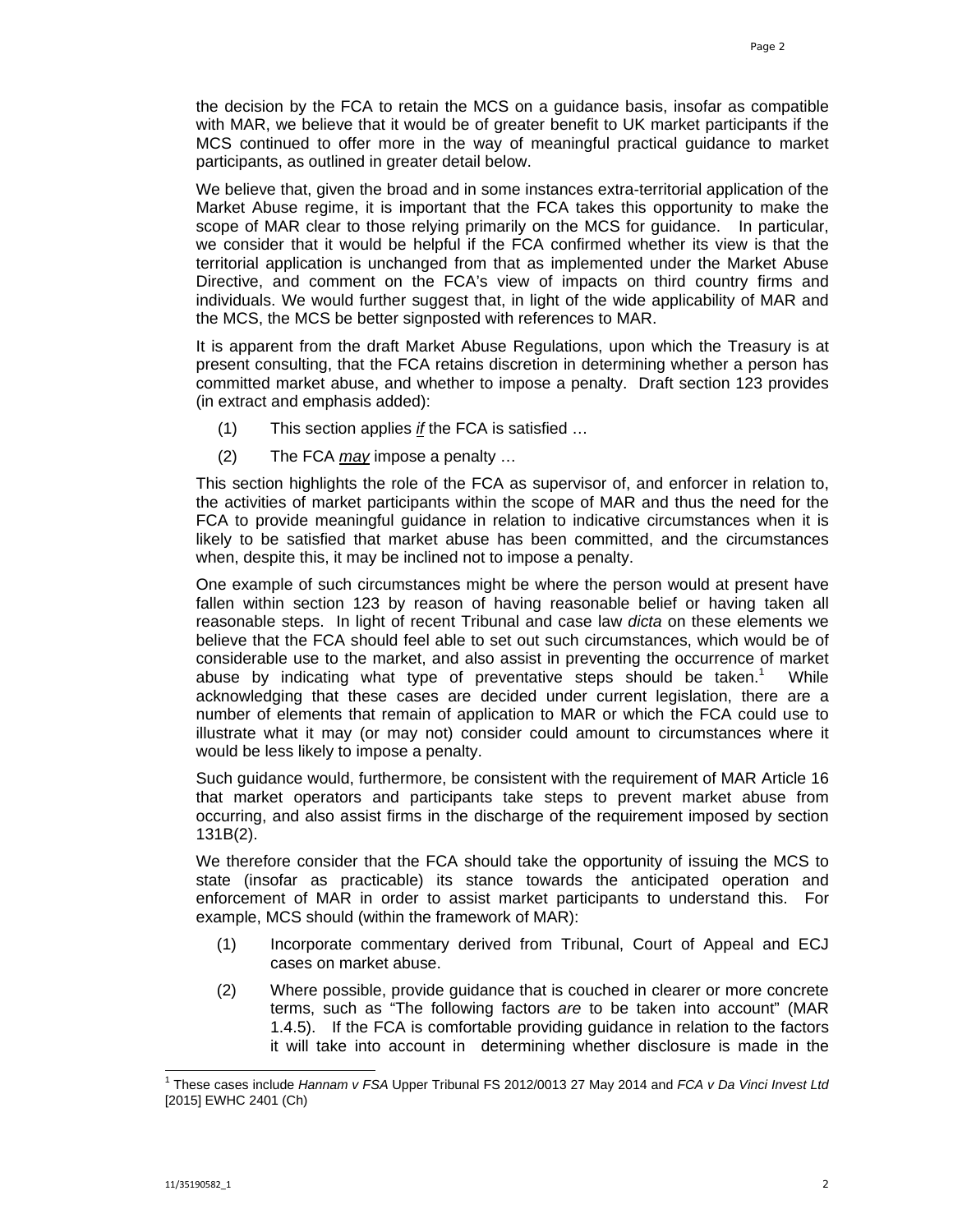the decision by the FCA to retain the MCS on a guidance basis, insofar as compatible with MAR, we believe that it would be of greater benefit to UK market participants if the MCS continued to offer more in the way of meaningful practical guidance to market participants, as outlined in greater detail below.

We believe that, given the broad and in some instances extra-territorial application of the Market Abuse regime, it is important that the FCA takes this opportunity to make the scope of MAR clear to those relying primarily on the MCS for guidance. In particular, we consider that it would be helpful if the FCA confirmed whether its view is that the territorial application is unchanged from that as implemented under the Market Abuse Directive, and comment on the FCA's view of impacts on third country firms and individuals. We would further suggest that, in light of the wide applicability of MAR and the MCS, the MCS be better signposted with references to MAR.

It is apparent from the draft Market Abuse Regulations, upon which the Treasury is at present consulting, that the FCA retains discretion in determining whether a person has committed market abuse, and whether to impose a penalty. Draft section 123 provides (in extract and emphasis added):

(1) This section applies *if* the FCA is satisfied …

(2) The FCA *may* impose a penalty …

This section highlights the role of the FCA as supervisor of, and enforcer in relation to, the activities of market participants within the scope of MAR and thus the need for the FCA to provide meaningful guidance in relation to indicative circumstances when it is likely to be satisfied that market abuse has been committed, and the circumstances when, despite this, it may be inclined not to impose a penalty.

One example of such circumstances might be where the person would at present have fallen within section 123 by reason of having reasonable belief or having taken all reasonable steps. In light of recent Tribunal and case law *dicta* on these elements we believe that the FCA should feel able to set out such circumstances, which would be of considerable use to the market, and also assist in preventing the occurrence of market abuse by indicating what type of preventative steps should be taken.[1] While acknowledging that these cases are decided under current legislation, there are a number of elements that remain of application to MAR or which the FCA could use to illustrate what it may (or may not) consider could amount to circumstances where it would be less likely to impose a penalty.

Such guidance would, furthermore, be consistent with the requirement of MAR Article 16 that market operators and participants take steps to prevent market abuse from occurring, and also assist firms in the discharge of the requirement imposed by section 131B(2).

We therefore consider that the FCA should take the opportunity of issuing the MCS to state (insofar as practicable) its stance towards the anticipated operation and enforcement of MAR in order to assist market participants to understand this. For example, MCS should (within the framework of MAR):

(1) Incorporate commentary derived from Tribunal, Court of Appeal and ECJ cases on market abuse.

(2) Where possible, provide guidance that is couched in clearer or more concrete terms, such as "The following factors *are* to be taken into account" (MAR 1.4.5). If the FCA is comfortable providing guidance in relation to the factors it will take into account in determining whether disclosure is made in the

[1] These cases include *Hannam v FSA* Upper Tribunal FS 2012/0013 27 May 2014 and *FCA v Da Vinci Invest Ltd* [2015] EWHC 2401 (Ch)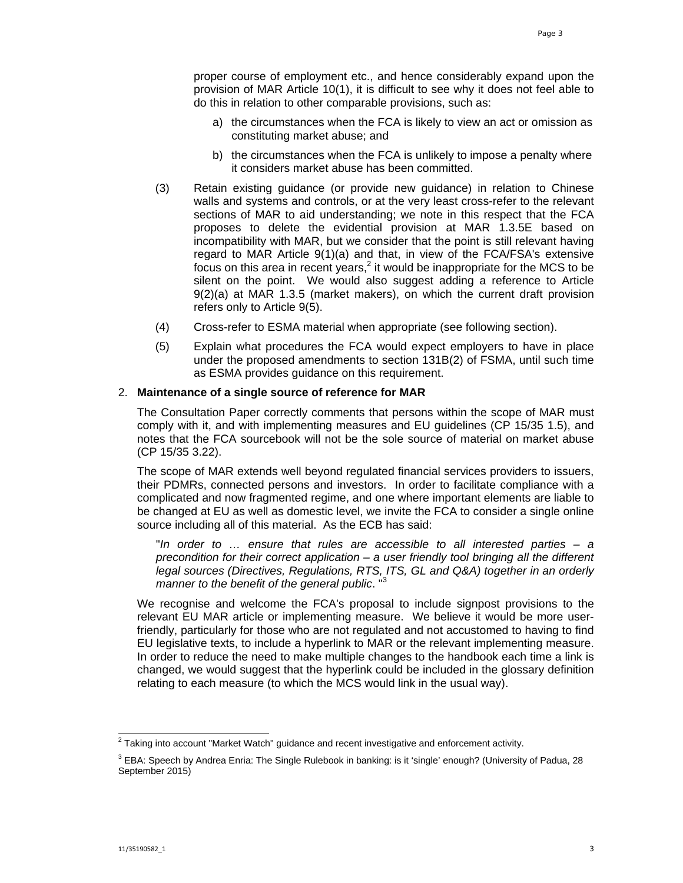proper course of employment etc., and hence considerably expand upon the provision of MAR Article 10(1), it is difficult to see why it does not feel able to do this in relation to other comparable provisions, such as:

a) the circumstances when the FCA is likely to view an act or omission as constituting market abuse; and

b) the circumstances when the FCA is unlikely to impose a penalty where it considers market abuse has been committed.

(3) Retain existing guidance (or provide new guidance) in relation to Chinese walls and systems and controls, or at the very least cross-refer to the relevant sections of MAR to aid understanding; we note in this respect that the FCA proposes to delete the evidential provision at MAR 1.3.5E based on incompatibility with MAR, but we consider that the point is still relevant having regard to MAR Article 9(1)(a) and that, in view of the FCA/FSA's extensive focus on this area in recent years,[2] it would be inappropriate for the MCS to be silent on the point. We would also suggest adding a reference to Article 9(2)(a) at MAR 1.3.5 (market makers), on which the current draft provision refers only to Article 9(5).

(4) Cross-refer to ESMA material when appropriate (see following section).

(5) Explain what procedures the FCA would expect employers to have in place under the proposed amendments to section 131B(2) of FSMA, until such time as ESMA provides guidance on this requirement.

2. **Maintenance of a single source of reference for MAR**

The Consultation Paper correctly comments that persons within the scope of MAR must comply with it, and with implementing measures and EU guidelines (CP 15/35 1.5), and notes that the FCA sourcebook will not be the sole source of material on market abuse (CP 15/35 3.22).

The scope of MAR extends well beyond regulated financial services providers to issuers, their PDMRs, connected persons and investors. In order to facilitate compliance with a complicated and now fragmented regime, and one where important elements are liable to be changed at EU as well as domestic level, we invite the FCA to consider a single online source including all of this material. As the ECB has said:

"*In order to … ensure that rules are accessible to all interested parties – a precondition for their correct application – a user friendly tool bringing all the different legal sources (Directives, Regulations, RTS, ITS, GL and Q&A) together in an orderly manner to the benefit of the general public*."[3]

We recognise and welcome the FCA's proposal to include signpost provisions to the relevant EU MAR article or implementing measure. We believe it would be more user-friendly, particularly for those who are not regulated and not accustomed to having to find EU legislative texts, to include a hyperlink to MAR or the relevant implementing measure. In order to reduce the need to make multiple changes to the handbook each time a link is changed, we would suggest that the hyperlink could be included in the glossary definition relating to each measure (to which the MCS would link in the usual way).

---

[2] Taking into account "Market Watch" guidance and recent investigative and enforcement activity.

[3] EBA: Speech by Andrea Enria: The Single Rulebook in banking: is it 'single' enough? (University of Padua, 28 September 2015)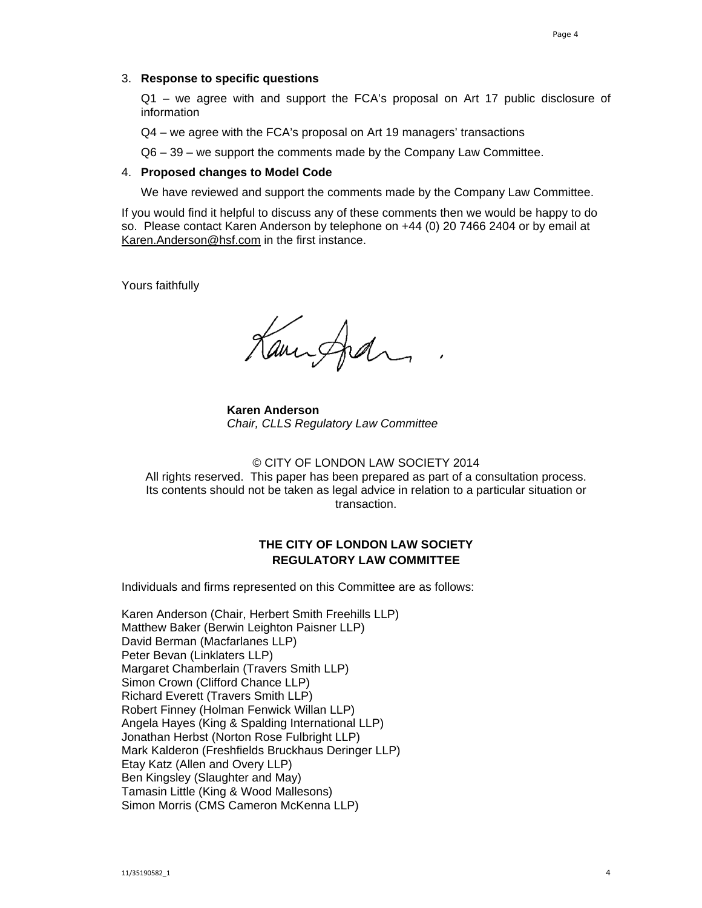3. **Response to specific questions**

   Q1 – we agree with and support the FCA's proposal on Art 17 public disclosure of information

   Q4 – we agree with the FCA's proposal on Art 19 managers' transactions

   Q6 – 39 – we support the comments made by the Company Law Committee.

4. **Proposed changes to Model Code**

   We have reviewed and support the comments made by the Company Law Committee.

If you would find it helpful to discuss any of these comments then we would be happy to do so. Please contact Karen Anderson by telephone on +44 (0) 20 7466 2404 or by email at Karen.Anderson@hsf.com in the first instance.

Yours faithfully

**Karen Anderson**
*Chair, CLLS Regulatory Law Committee*

© CITY OF LONDON LAW SOCIETY 2014
All rights reserved. This paper has been prepared as part of a consultation process. Its contents should not be taken as legal advice in relation to a particular situation or transaction.

**THE CITY OF LONDON LAW SOCIETY**
**REGULATORY LAW COMMITTEE**

Individuals and firms represented on this Committee are as follows:

Karen Anderson (Chair, Herbert Smith Freehills LLP)
Matthew Baker (Berwin Leighton Paisner LLP)
David Berman (Macfarlanes LLP)
Peter Bevan (Linklaters LLP)
Margaret Chamberlain (Travers Smith LLP)
Simon Crown (Clifford Chance LLP)
Richard Everett (Travers Smith LLP)
Robert Finney (Holman Fenwick Willan LLP)
Angela Hayes (King & Spalding International LLP)
Jonathan Herbst (Norton Rose Fulbright LLP)
Mark Kalderon (Freshfields Bruckhaus Deringer LLP)
Etay Katz (Allen and Overy LLP)
Ben Kingsley (Slaughter and May)
Tamasin Little (King & Wood Mallesons)
Simon Morris (CMS Cameron McKenna LLP)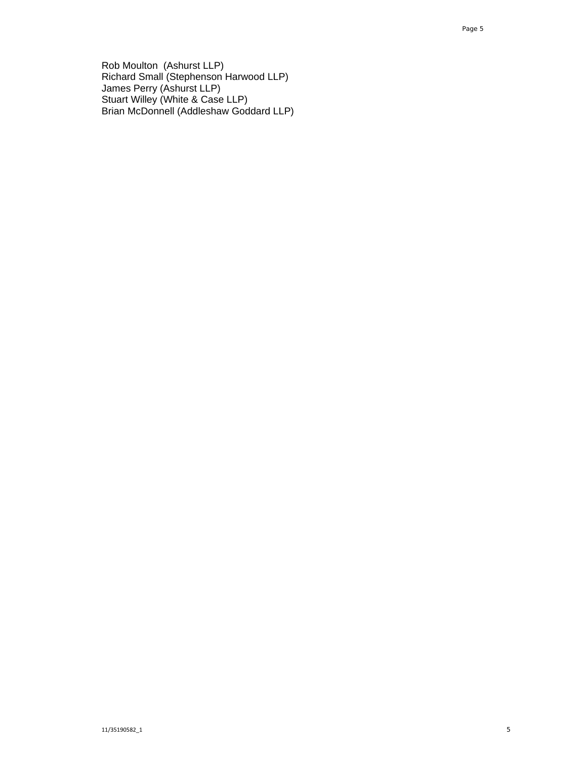Rob Moulton (Ashurst LLP)
Richard Small (Stephenson Harwood LLP)
James Perry (Ashurst LLP)
Stuart Willey (White & Case LLP)
Brian McDonnell (Addleshaw Goddard LLP)